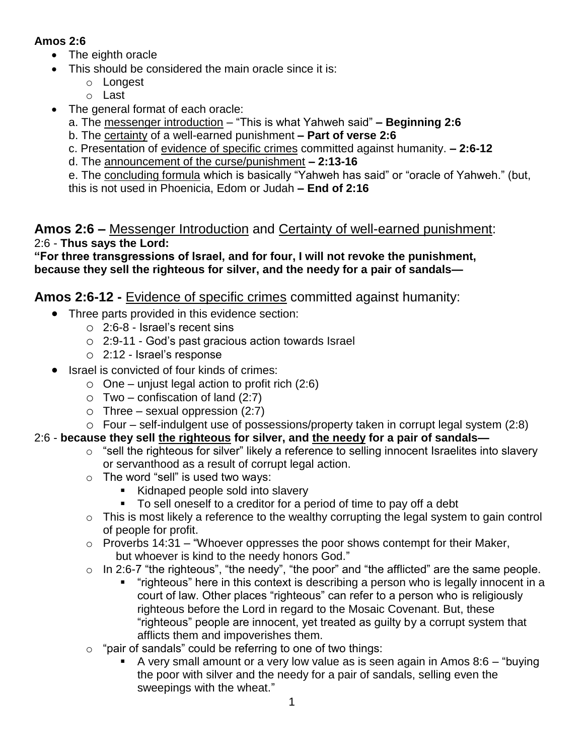**Amos 2:6**

- The eighth oracle
- This should be considered the main oracle since it is:
  - Longest
  - Last
- The general format of each oracle:

  a. The <u>messenger introduction</u> – "This is what Yahweh said" **– Beginning 2:6**

  b. The <u>certainty</u> of a well-earned punishment **– Part of verse 2:6**

  c. Presentation of <u>evidence of specific crimes</u> committed against humanity. **– 2:6-12**

  d. The <u>announcement of the curse/punishment</u> **– 2:13-16**

  e. The <u>concluding formula</u> which is basically "Yahweh has said" or "oracle of Yahweh." (but, this is not used in Phoenicia, Edom or Judah **– End of 2:16**

## Amos 2:6 – <u>Messenger Introduction</u> and <u>Certainty of well-earned punishment</u>:

2:6 - **Thus says the Lord:**
**"For three transgressions of Israel, and for four, I will not revoke the punishment, because they sell the righteous for silver, and the needy for a pair of sandals—**

## Amos 2:6-12 - <u>Evidence of specific crimes</u> committed against humanity:

- Three parts provided in this evidence section:
  - 2:6-8 - Israel's recent sins
  - 2:9-11 - God's past gracious action towards Israel
  - 2:12 - Israel's response
- Israel is convicted of four kinds of crimes:
  - One – unjust legal action to profit rich (2:6)
  - Two – confiscation of land (2:7)
  - Three – sexual oppression (2:7)
  - Four – self-indulgent use of possessions/property taken in corrupt legal system (2:8)

2:6 - **because they sell <u>the righteous</u> for silver, and <u>the needy</u> for a pair of sandals—**

- "sell the righteous for silver" likely a reference to selling innocent Israelites into slavery or servanthood as a result of corrupt legal action.
- The word "sell" is used two ways:
  - Kidnaped people sold into slavery
  - To sell oneself to a creditor for a period of time to pay off a debt
- This is most likely a reference to the wealthy corrupting the legal system to gain control of people for profit.
- Proverbs 14:31 – "Whoever oppresses the poor shows contempt for their Maker, but whoever is kind to the needy honors God."
- In 2:6-7 "the righteous", "the needy", "the poor" and "the afflicted" are the same people.
  - "righteous" here in this context is describing a person who is legally innocent in a court of law. Other places "righteous" can refer to a person who is religiously righteous before the Lord in regard to the Mosaic Covenant. But, these "righteous" people are innocent, yet treated as guilty by a corrupt system that afflicts them and impoverishes them.
- "pair of sandals" could be referring to one of two things:
  - A very small amount or a very low value as is seen again in Amos 8:6 – "buying the poor with silver and the needy for a pair of sandals, selling even the sweepings with the wheat."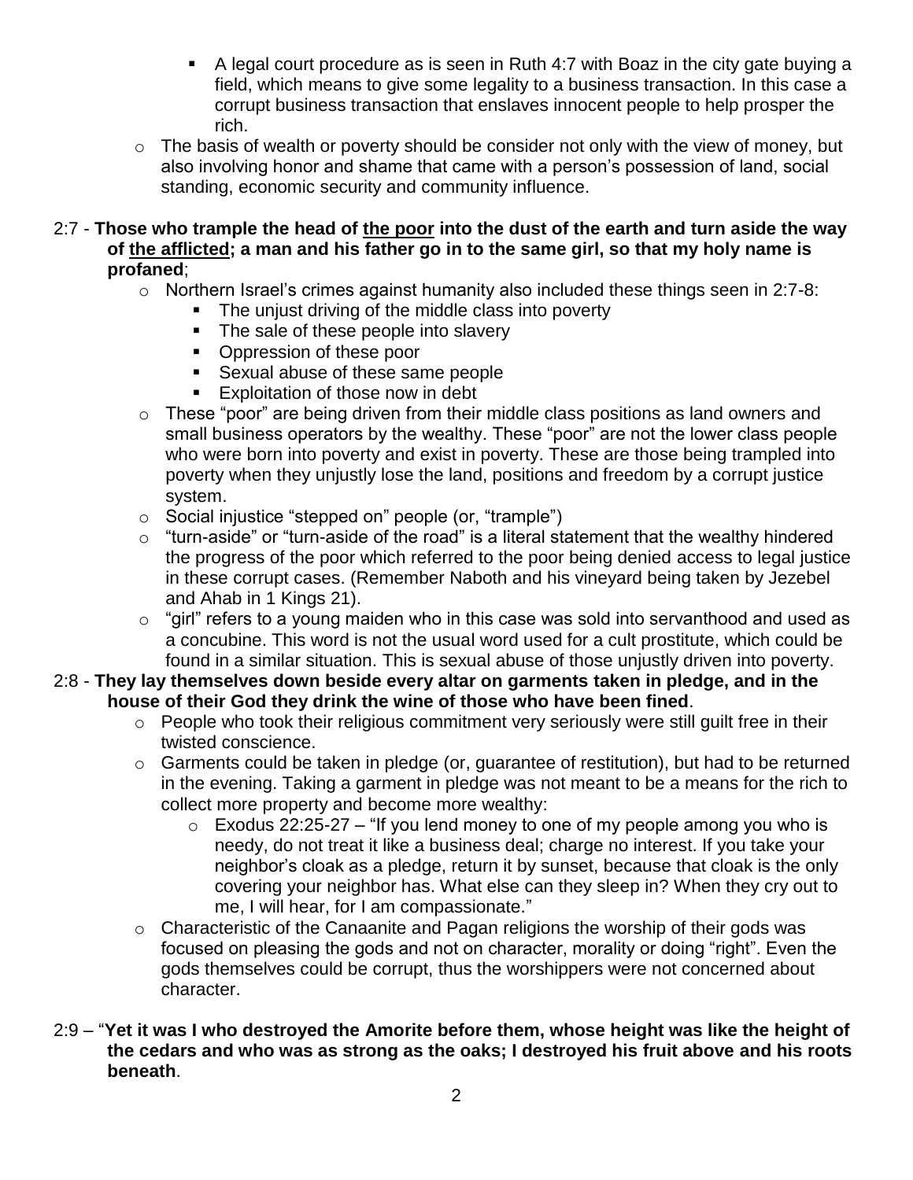- A legal court procedure as is seen in Ruth 4:7 with Boaz in the city gate buying a field, which means to give some legality to a business transaction. In this case a corrupt business transaction that enslaves innocent people to help prosper the rich.
    - The basis of wealth or poverty should be consider not only with the view of money, but also involving honor and shame that came with a person's possession of land, social standing, economic security and community influence.

2:7 - **Those who trample the head of <u>the poor</u> into the dust of the earth and turn aside the way of <u>the afflicted</u>; a man and his father go in to the same girl, so that my holy name is profaned**;

- Northern Israel's crimes against humanity also included these things seen in 2:7-8:
    - The unjust driving of the middle class into poverty
    - The sale of these people into slavery
    - Oppression of these poor
    - Sexual abuse of these same people
    - Exploitation of those now in debt
- These "poor" are being driven from their middle class positions as land owners and small business operators by the wealthy. These "poor" are not the lower class people who were born into poverty and exist in poverty. These are those being trampled into poverty when they unjustly lose the land, positions and freedom by a corrupt justice system.
- Social injustice "stepped on" people (or, "trample")
- "turn-aside" or "turn-aside of the road" is a literal statement that the wealthy hindered the progress of the poor which referred to the poor being denied access to legal justice in these corrupt cases. (Remember Naboth and his vineyard being taken by Jezebel and Ahab in 1 Kings 21).
- "girl" refers to a young maiden who in this case was sold into servanthood and used as a concubine. This word is not the usual word used for a cult prostitute, which could be found in a similar situation. This is sexual abuse of those unjustly driven into poverty.

2:8 - **They lay themselves down beside every altar on garments taken in pledge, and in the house of their God they drink the wine of those who have been fined**.

- People who took their religious commitment very seriously were still guilt free in their twisted conscience.
- Garments could be taken in pledge (or, guarantee of restitution), but had to be returned in the evening. Taking a garment in pledge was not meant to be a means for the rich to collect more property and become more wealthy:
    - Exodus 22:25-27 – "If you lend money to one of my people among you who is needy, do not treat it like a business deal; charge no interest. If you take your neighbor's cloak as a pledge, return it by sunset, because that cloak is the only covering your neighbor has. What else can they sleep in? When they cry out to me, I will hear, for I am compassionate."
- Characteristic of the Canaanite and Pagan religions the worship of their gods was focused on pleasing the gods and not on character, morality or doing "right". Even the gods themselves could be corrupt, thus the worshippers were not concerned about character.

2:9 – "**Yet it was I who destroyed the Amorite before them, whose height was like the height of the cedars and who was as strong as the oaks; I destroyed his fruit above and his roots beneath**.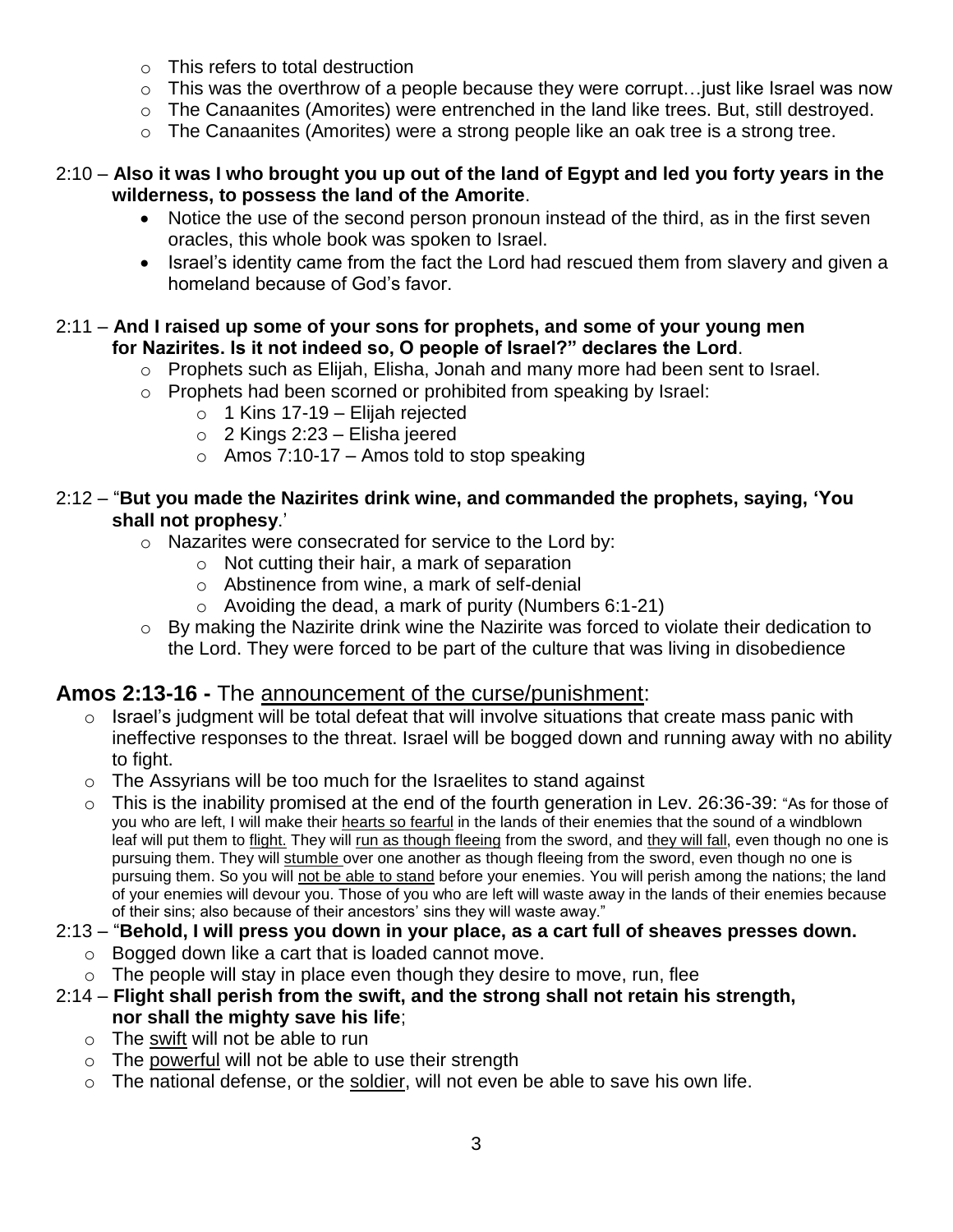- This refers to total destruction
  - This was the overthrow of a people because they were corrupt…just like Israel was now
  - The Canaanites (Amorites) were entrenched in the land like trees. But, still destroyed.
  - The Canaanites (Amorites) were a strong people like an oak tree is a strong tree.

2:10 – **Also it was I who brought you up out of the land of Egypt and led you forty years in the wilderness, to possess the land of the Amorite**.

- Notice the use of the second person pronoun instead of the third, as in the first seven oracles, this whole book was spoken to Israel.
- Israel's identity came from the fact the Lord had rescued them from slavery and given a homeland because of God's favor.

2:11 – **And I raised up some of your sons for prophets, and some of your young men for Nazirites. Is it not indeed so, O people of Israel?" declares the Lord**.

- Prophets such as Elijah, Elisha, Jonah and many more had been sent to Israel.
- Prophets had been scorned or prohibited from speaking by Israel:
  - 1 Kins 17-19 – Elijah rejected
  - 2 Kings 2:23 – Elisha jeered
  - Amos 7:10-17 – Amos told to stop speaking

2:12 – "**But you made the Nazirites drink wine, and commanded the prophets, saying, 'You shall not prophesy**.'

- Nazarites were consecrated for service to the Lord by:
  - Not cutting their hair, a mark of separation
  - Abstinence from wine, a mark of self-denial
  - Avoiding the dead, a mark of purity (Numbers 6:1-21)
- By making the Nazirite drink wine the Nazirite was forced to violate their dedication to the Lord. They were forced to be part of the culture that was living in disobedience

## **Amos 2:13-16 -** The <u>announcement of the curse/punishment</u>:

- Israel's judgment will be total defeat that will involve situations that create mass panic with ineffective responses to the threat. Israel will be bogged down and running away with no ability to fight.
- The Assyrians will be too much for the Israelites to stand against
- This is the inability promised at the end of the fourth generation in Lev. 26:36-39: "As for those of you who are left, I will make their <u>hearts so fearful</u> in the lands of their enemies that the sound of a windblown leaf will put them to <u>flight.</u> They will <u>run as though fleeing</u> from the sword, and <u>they will fall</u>, even though no one is pursuing them. They will <u>stumble</u> over one another as though fleeing from the sword, even though no one is pursuing them. So you will <u>not be able to stand</u> before your enemies. You will perish among the nations; the land of your enemies will devour you. Those of you who are left will waste away in the lands of their enemies because of their sins; also because of their ancestors' sins they will waste away."

2:13 – "**Behold, I will press you down in your place, as a cart full of sheaves presses down.**

- Bogged down like a cart that is loaded cannot move.
- The people will stay in place even though they desire to move, run, flee

2:14 – **Flight shall perish from the swift, and the strong shall not retain his strength, nor shall the mighty save his life**;

- The <u>swift</u> will not be able to run
- The <u>powerful</u> will not be able to use their strength
- The national defense, or the <u>soldier</u>, will not even be able to save his own life.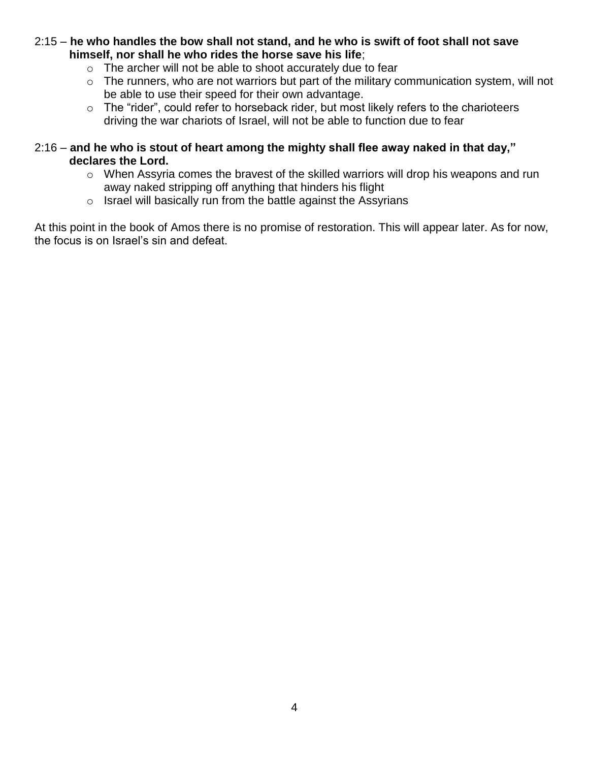2:15 – **he who handles the bow shall not stand, and he who is swift of foot shall not save himself, nor shall he who rides the horse save his life**;

- The archer will not be able to shoot accurately due to fear
- The runners, who are not warriors but part of the military communication system, will not be able to use their speed for their own advantage.
- The "rider", could refer to horseback rider, but most likely refers to the charioteers driving the war chariots of Israel, will not be able to function due to fear

2:16 – **and he who is stout of heart among the mighty shall flee away naked in that day," declares the Lord.**

- When Assyria comes the bravest of the skilled warriors will drop his weapons and run away naked stripping off anything that hinders his flight
- Israel will basically run from the battle against the Assyrians

At this point in the book of Amos there is no promise of restoration. This will appear later. As for now, the focus is on Israel's sin and defeat.